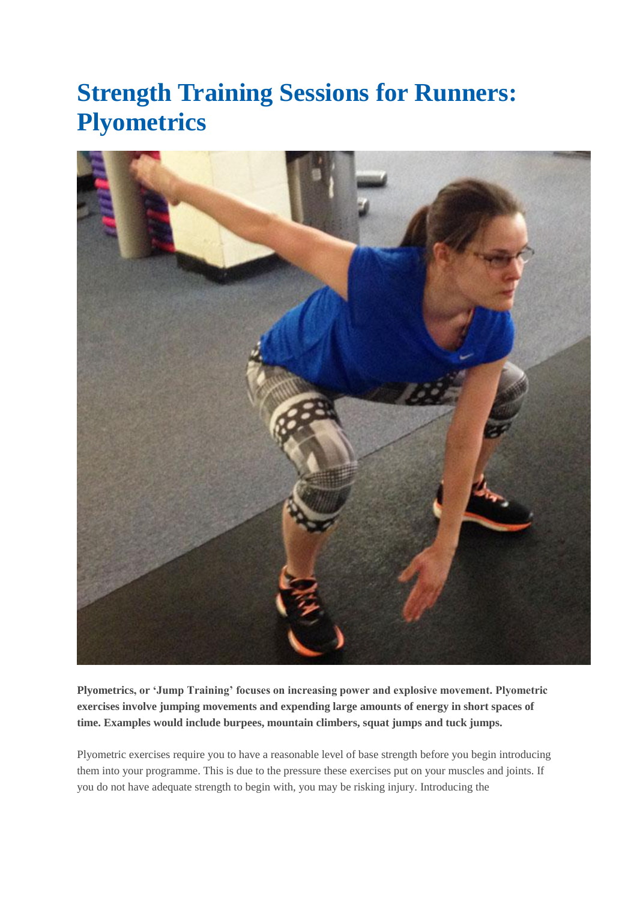# Strength Training Sessions for Runners: Plyometrics

**Plyometrics, or 'Jump Training' focuses on increasing power and explosive movement. Plyometric exercises involve jumping movements and expending large amounts of energy in short spaces of time. Examples would include burpees, mountain climbers, squat jumps and tuck jumps.**

Plyometric exercises require you to have a reasonable level of base strength before you begin introducing them into your programme. This is due to the pressure these exercises put on your muscles and joints. If you do not have adequate strength to begin with, you may be risking injury. Introducing the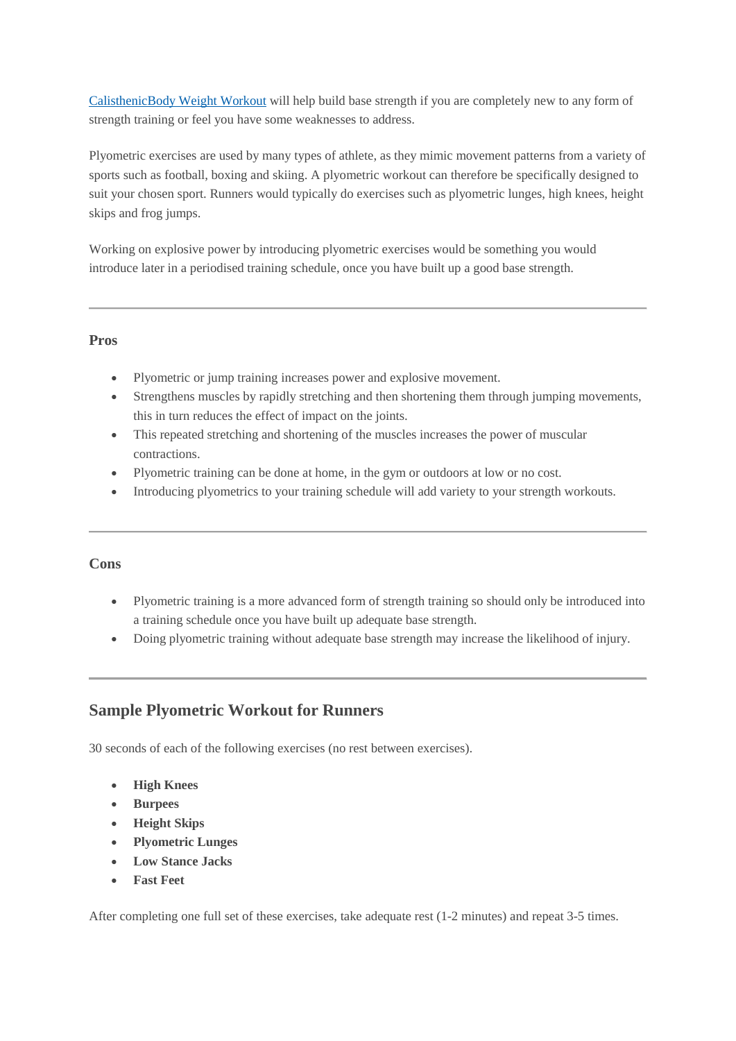[CalisthenicBody Weight Workout]() will help build base strength if you are completely new to any form of strength training or feel you have some weaknesses to address.

Plyometric exercises are used by many types of athlete, as they mimic movement patterns from a variety of sports such as football, boxing and skiing. A plyometric workout can therefore be specifically designed to suit your chosen sport. Runners would typically do exercises such as plyometric lunges, high knees, height skips and frog jumps.

Working on explosive power by introducing plyometric exercises would be something you would introduce later in a periodised training schedule, once you have built up a good base strength.

---

**Pros**

- Plyometric or jump training increases power and explosive movement.
- Strengthens muscles by rapidly stretching and then shortening them through jumping movements, this in turn reduces the effect of impact on the joints.
- This repeated stretching and shortening of the muscles increases the power of muscular contractions.
- Plyometric training can be done at home, in the gym or outdoors at low or no cost.
- Introducing plyometrics to your training schedule will add variety to your strength workouts.

---

**Cons**

- Plyometric training is a more advanced form of strength training so should only be introduced into a training schedule once you have built up adequate base strength.
- Doing plyometric training without adequate base strength may increase the likelihood of injury.

---

## Sample Plyometric Workout for Runners

30 seconds of each of the following exercises (no rest between exercises).

- **High Knees**
- **Burpees**
- **Height Skips**
- **Plyometric Lunges**
- **Low Stance Jacks**
- **Fast Feet**

After completing one full set of these exercises, take adequate rest (1-2 minutes) and repeat 3-5 times.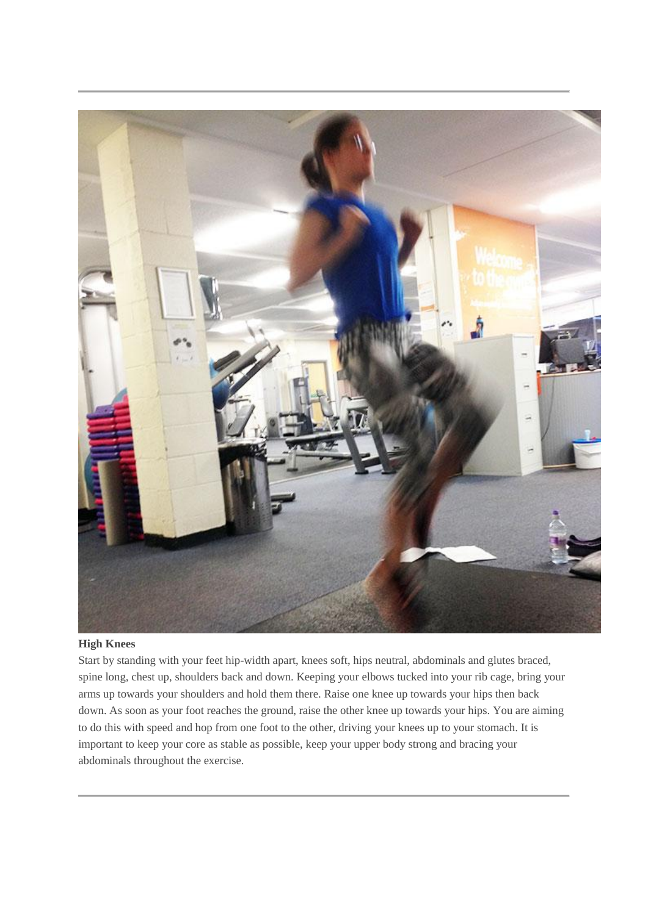**High Knees**

Start by standing with your feet hip-width apart, knees soft, hips neutral, abdominals and glutes braced, spine long, chest up, shoulders back and down. Keeping your elbows tucked into your rib cage, bring your arms up towards your shoulders and hold them there. Raise one knee up towards your hips then back down. As soon as your foot reaches the ground, raise the other knee up towards your hips. You are aiming to do this with speed and hop from one foot to the other, driving your knees up to your stomach. It is important to keep your core as stable as possible, keep your upper body strong and bracing your abdominals throughout the exercise.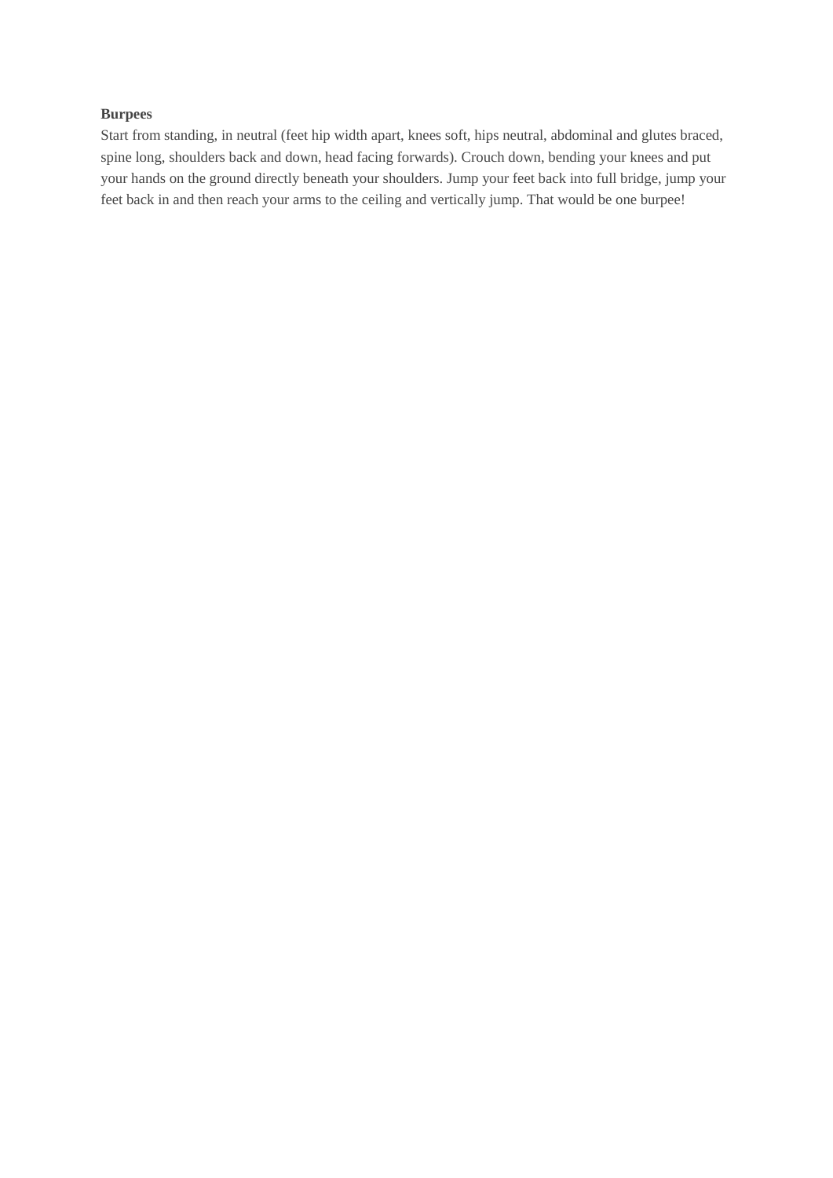**Burpees**

Start from standing, in neutral (feet hip width apart, knees soft, hips neutral, abdominal and glutes braced, spine long, shoulders back and down, head facing forwards). Crouch down, bending your knees and put your hands on the ground directly beneath your shoulders. Jump your feet back into full bridge, jump your feet back in and then reach your arms to the ceiling and vertically jump. That would be one burpee!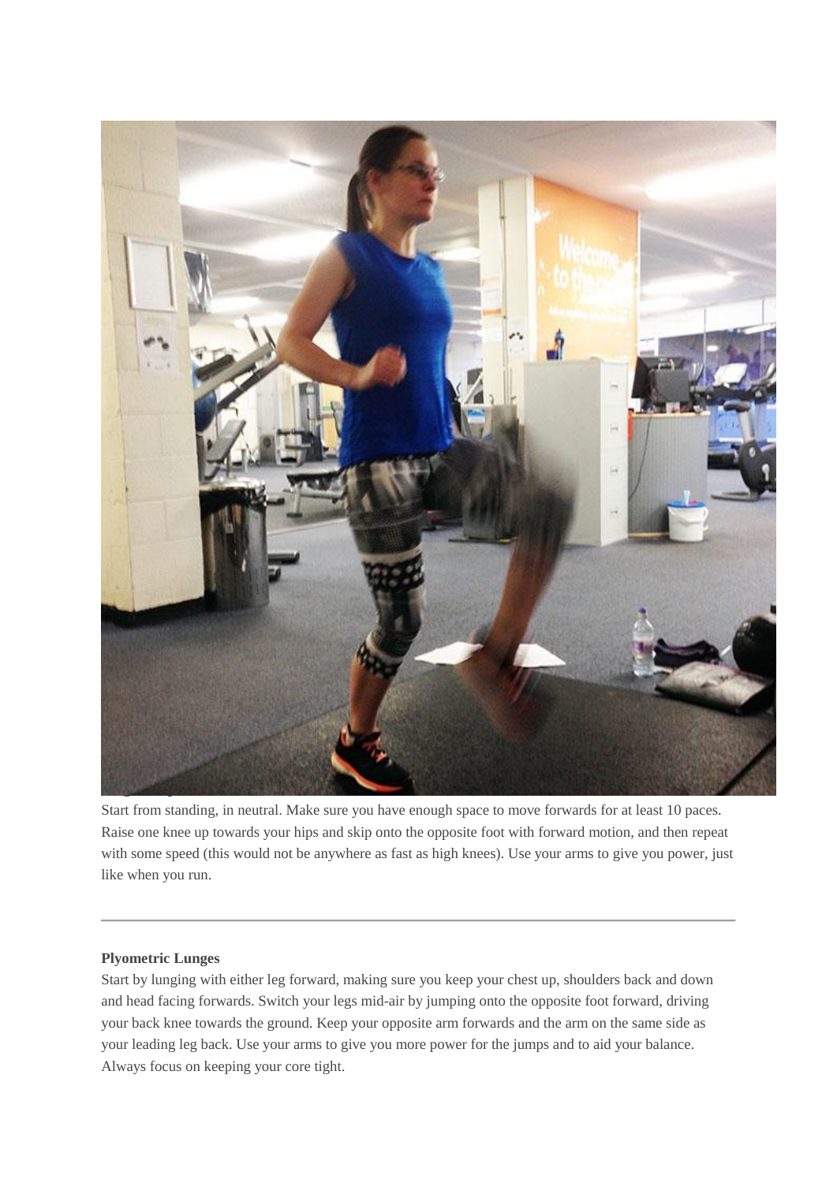Start from standing, in neutral. Make sure you have enough space to move forwards for at least 10 paces. Raise one knee up towards your hips and skip onto the opposite foot with forward motion, and then repeat with some speed (this would not be anywhere as fast as high knees). Use your arms to give you power, just like when you run.

---

**Plyometric Lunges**

Start by lunging with either leg forward, making sure you keep your chest up, shoulders back and down and head facing forwards. Switch your legs mid-air by jumping onto the opposite foot forward, driving your back knee towards the ground. Keep your opposite arm forwards and the arm on the same side as your leading leg back. Use your arms to give you more power for the jumps and to aid your balance. Always focus on keeping your core tight.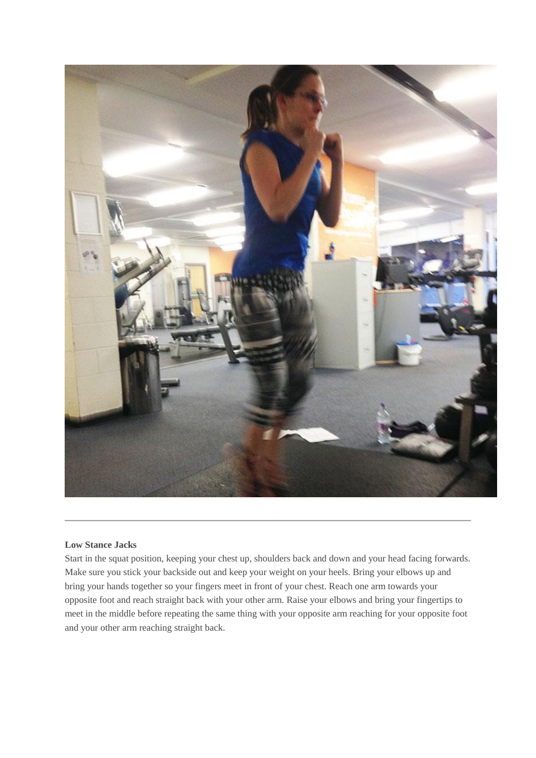**Low Stance Jacks**

Start in the squat position, keeping your chest up, shoulders back and down and your head facing forwards. Make sure you stick your backside out and keep your weight on your heels. Bring your elbows up and bring your hands together so your fingers meet in front of your chest. Reach one arm towards your opposite foot and reach straight back with your other arm. Raise your elbows and bring your fingertips to meet in the middle before repeating the same thing with your opposite arm reaching for your opposite foot and your other arm reaching straight back.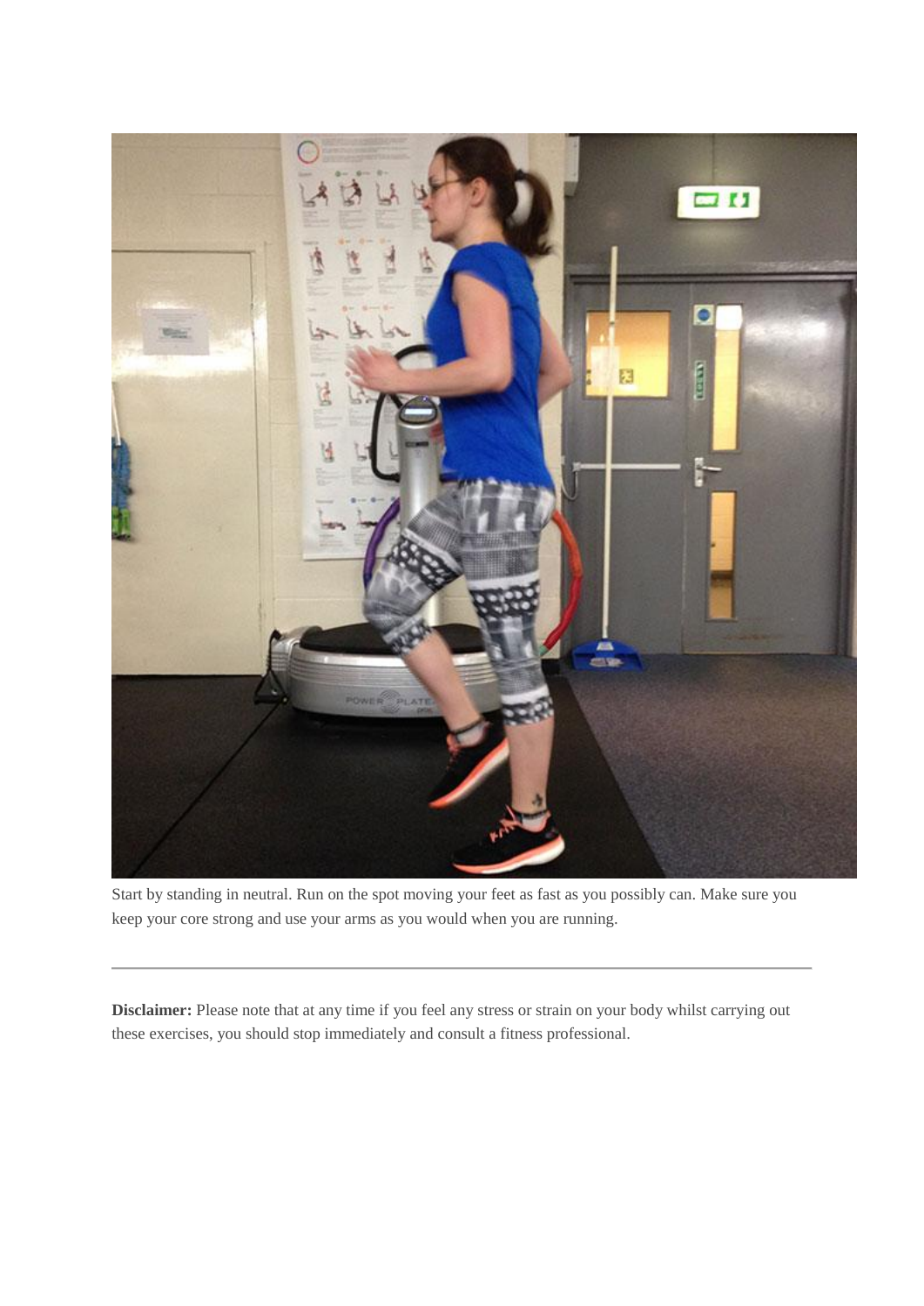Start by standing in neutral. Run on the spot moving your feet as fast as you possibly can. Make sure you keep your core strong and use your arms as you would when you are running.

---

**Disclaimer:** Please note that at any time if you feel any stress or strain on your body whilst carrying out these exercises, you should stop immediately and consult a fitness professional.